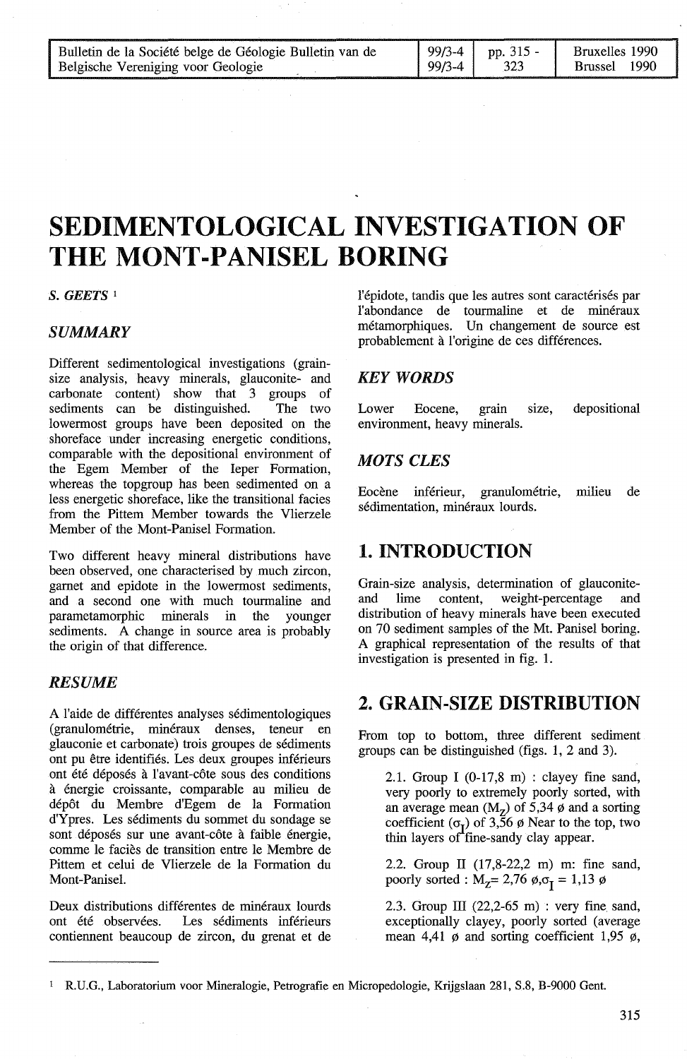# SEDIMENTOLOGICAL INVESTIGATION OF THE MONT-PANISEL BORING

*S. GEETS* [1]

## *SUMMARY*

Different sedimentological investigations (grain-size analysis, heavy minerals, glauconite- and carbonate content) show that 3 groups of sediments can be distinguished. The two lowermost groups have been deposited on the shoreface under increasing energetic conditions, comparable with the depositional environment of the Egem Member of the Ieper Formation, whereas the topgroup has been sedimented on a less energetic shoreface, like the transitional facies from the Pittem Member towards the Vlierzele Member of the Mont-Panisel Formation.

Two different heavy mineral distributions have been observed, one characterised by much zircon, garnet and epidote in the lowermost sediments, and a second one with much tourmaline and parametamorphic minerals in the younger sediments. A change in source area is probably the origin of that difference.

## *RESUME*

A l'aide de différentes analyses sédimentologiques (granulométrie, minéraux denses, teneur en glauconie et carbonate) trois groupes de sédiments ont pu être identifiés. Les deux groupes inférieurs ont été déposés à l'avant-côte sous des conditions à énergie croissante, comparable au milieu de dépôt du Membre d'Egem de la Formation d'Ypres. Les sédiments du sommet du sondage se sont déposés sur une avant-côte à faible énergie, comme le faciès de transition entre le Membre de Pittem et celui de Vlierzele de la Formation du Mont-Panisel.

Deux distributions différentes de minéraux lourds ont été observées. Les sédiments inférieurs contiennent beaucoup de zircon, du grenat et de l'épidote, tandis que les autres sont caractérisés par l'abondance de tourmaline et de minéraux métamorphiques. Un changement de source est probablement à l'origine de ces différences.

## *KEY WORDS*

Lower Eocene, grain size, depositional environment, heavy minerals.

## *MOTS CLES*

Eocène inférieur, granulométrie, milieu de sédimentation, minéraux lourds.

## 1. INTRODUCTION

Grain-size analysis, determination of glauconite- and lime content, weight-percentage and distribution of heavy minerals have been executed on 70 sediment samples of the Mt. Panisel boring. A graphical representation of the results of that investigation is presented in fig. 1.

## 2. GRAIN-SIZE DISTRIBUTION

From top to bottom, three different sediment groups can be distinguished (figs. 1, 2 and 3).

2.1. Group I (0-17,8 m) : clayey fine sand, very poorly to extremely poorly sorted, with an average mean ($M_Z$) of 5,34 ø and a sorting coefficient ($\sigma_I$) of 3,56 ø Near to the top, two thin layers of fine-sandy clay appear.

2.2. Group II (17,8-22,2 m) m: fine sand, poorly sorted : $M_Z$= 2,76 ø,$\sigma_I$ = 1,13 ø

2.3. Group III (22,2-65 m) : very fine sand, exceptionally clayey, poorly sorted (average mean 4,41 ø and sorting coefficient 1,95 ø,

[1] R.U.G., Laboratorium voor Mineralogie, Petrografie en Micropedologie, Krijgslaan 281, S.8, B-9000 Gent.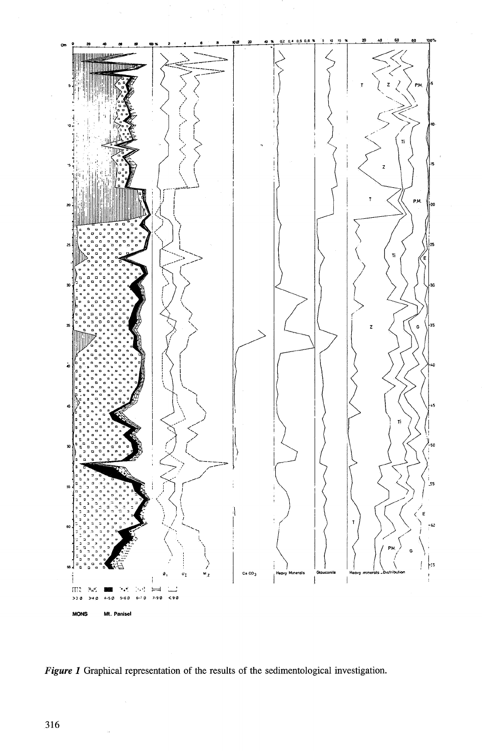*Figure 1* Graphical representation of the results of the sedimentological investigation.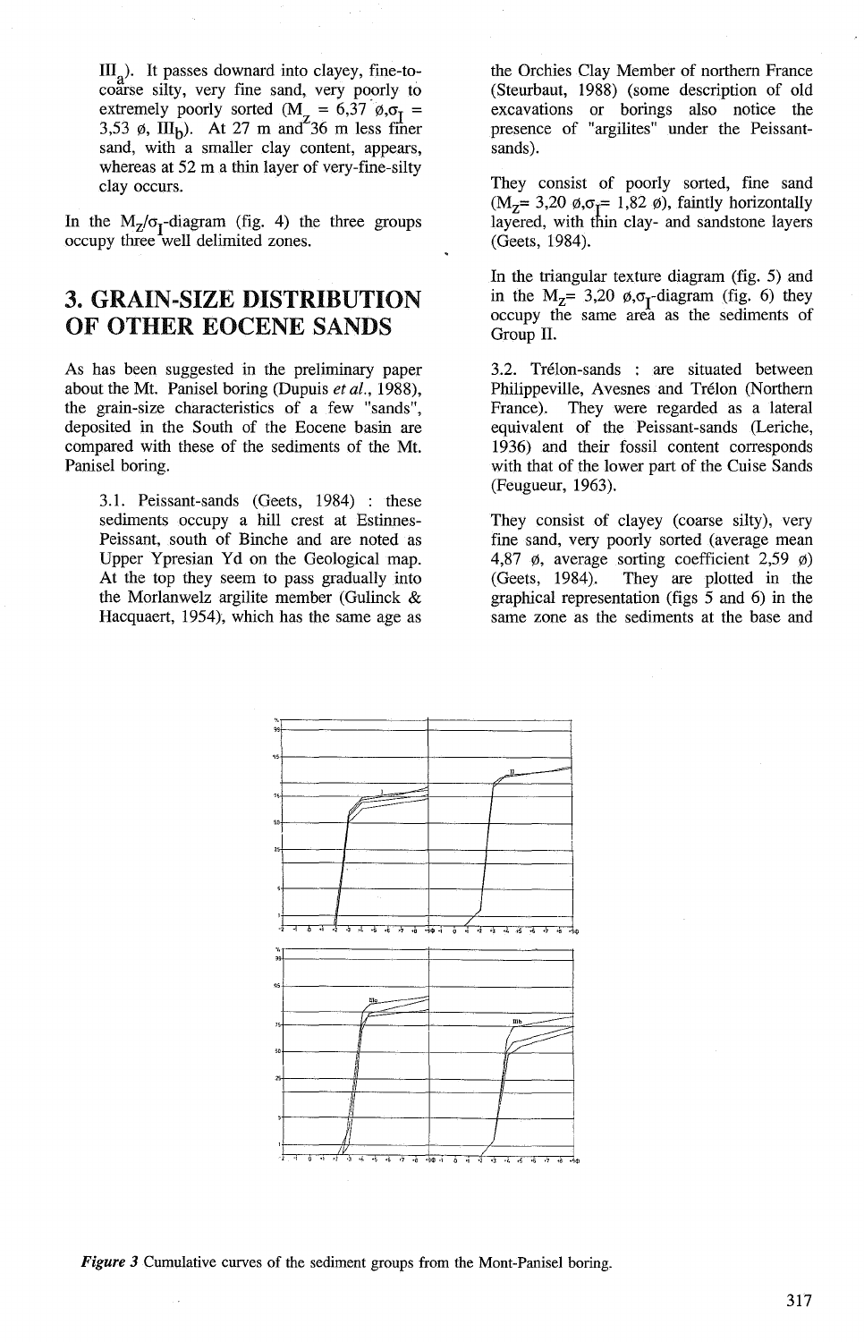$III_a$). It passes downward into clayey, fine-to-coarse silty, very fine sand, very poorly to extremely poorly sorted ($M_z$ = 6,37 ø,$\sigma_I$ = 3,53 ø, $III_b$). At 27 m and 36 m less finer sand, with a smaller clay content, appears, whereas at 52 m a thin layer of very-fine-silty clay occurs.

In the $M_z/\sigma_I$-diagram (fig. 4) the three groups occupy three well delimited zones.

# 3. GRAIN-SIZE DISTRIBUTION OF OTHER EOCENE SANDS

As has been suggested in the preliminary paper about the Mt. Panisel boring (Dupuis *et al.*, 1988), the grain-size characteristics of a few "sands", deposited in the South of the Eocene basin are compared with these of the sediments of the Mt. Panisel boring.

3.1. Peissant-sands (Geets, 1984) : these sediments occupy a hill crest at Estinnes-Peissant, south of Binche and are noted as Upper Ypresian Yd on the Geological map. At the top they seem to pass gradually into the Morlanwelz argilite member (Gulinck & Hacquaert, 1954), which has the same age as the Orchies Clay Member of northern France (Steurbaut, 1988) (some description of old excavations or borings also notice the presence of "argilites" under the Peissant-sands).

They consist of poorly sorted, fine sand ($M_z$= 3,20 ø,$\sigma_I$= 1,82 ø), faintly horizontally layered, with thin clay- and sandstone layers (Geets, 1984).

In the triangular texture diagram (fig. 5) and in the $M_z$= 3,20 ø,$\sigma_I$-diagram (fig. 6) they occupy the same area as the sediments of Group II.

3.2. Trélon-sands : are situated between Philippeville, Avesnes and Trélon (Northern France). They were regarded as a lateral equivalent of the Peissant-sands (Leriche, 1936) and their fossil content corresponds with that of the lower part of the Cuise Sands (Feugueur, 1963).

They consist of clayey (coarse silty), very fine sand, very poorly sorted (average mean 4,87 ø, average sorting coefficient 2,59 ø) (Geets, 1984). They are plotted in the graphical representation (figs 5 and 6) in the same zone as the sediments at the base and

***Figure 3*** Cumulative curves of the sediment groups from the Mont-Panisel boring.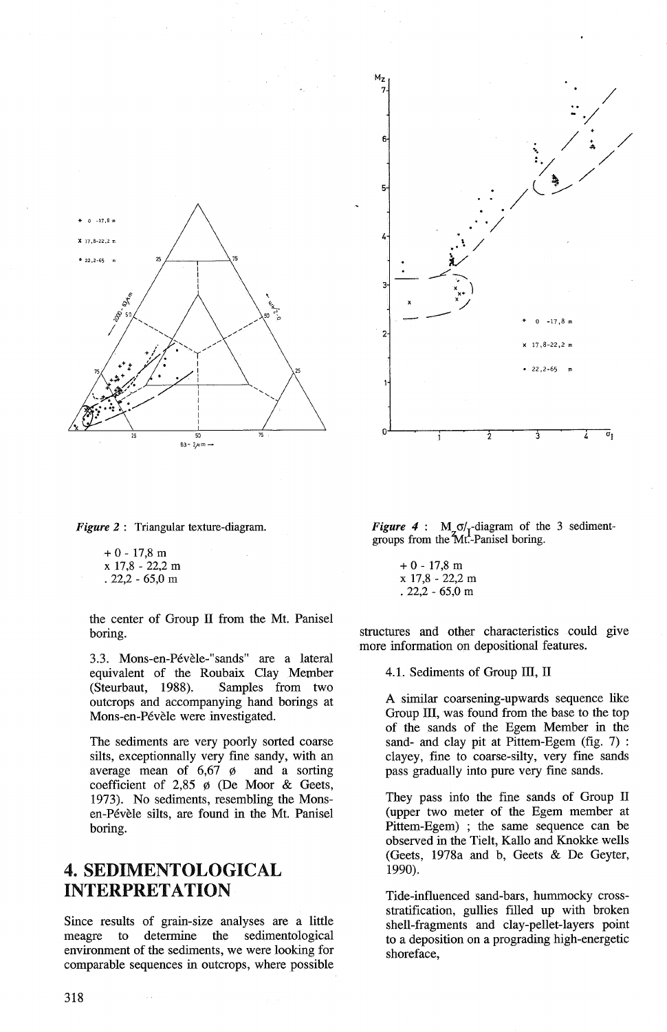**Figure 2** : Triangular texture-diagram.

+ 0 - 17,8 m
x 17,8 - 22,2 m
. 22,2 - 65,0 m

**Figure 4** : $M_z\sigma/_I$-diagram of the 3 sediment-groups from the Mt.-Panisel boring.

+ 0 - 17,8 m
x 17,8 - 22,2 m
. 22,2 - 65,0 m

the center of Group II from the Mt. Panisel boring.

3.3. Mons-en-Pévèle-"sands" are a lateral equivalent of the Roubaix Clay Member (Steurbaut, 1988). Samples from two outcrops and accompanying hand borings at Mons-en-Pévèle were investigated.

The sediments are very poorly sorted coarse silts, exceptionnally very fine sandy, with an average mean of 6,67 ø and a sorting coefficient of 2,85 ø (De Moor & Geets, 1973). No sediments, resembling the Mons-en-Pévèle silts, are found in the Mt. Panisel boring.

# 4. SEDIMENTOLOGICAL INTERPRETATION

Since results of grain-size analyses are a little meagre to determine the sedimentological environment of the sediments, we were looking for comparable sequences in outcrops, where possible structures and other characteristics could give more information on depositional features.

4.1. Sediments of Group III, II

A similar coarsening-upwards sequence like Group III, was found from the base to the top of the sands of the Egem Member in the sand- and clay pit at Pittem-Egem (fig. 7) : clayey, fine to coarse-silty, very fine sands pass gradually into pure very fine sands.

They pass into the fine sands of Group II (upper two meter of the Egem member at Pittem-Egem) ; the same sequence can be observed in the Tielt, Kallo and Knokke wells (Geets, 1978a and b, Geets & De Geyter, 1990).

Tide-influenced sand-bars, hummocky cross-stratification, gullies filled up with broken shell-fragments and clay-pellet-layers point to a deposition on a prograding high-energetic shoreface,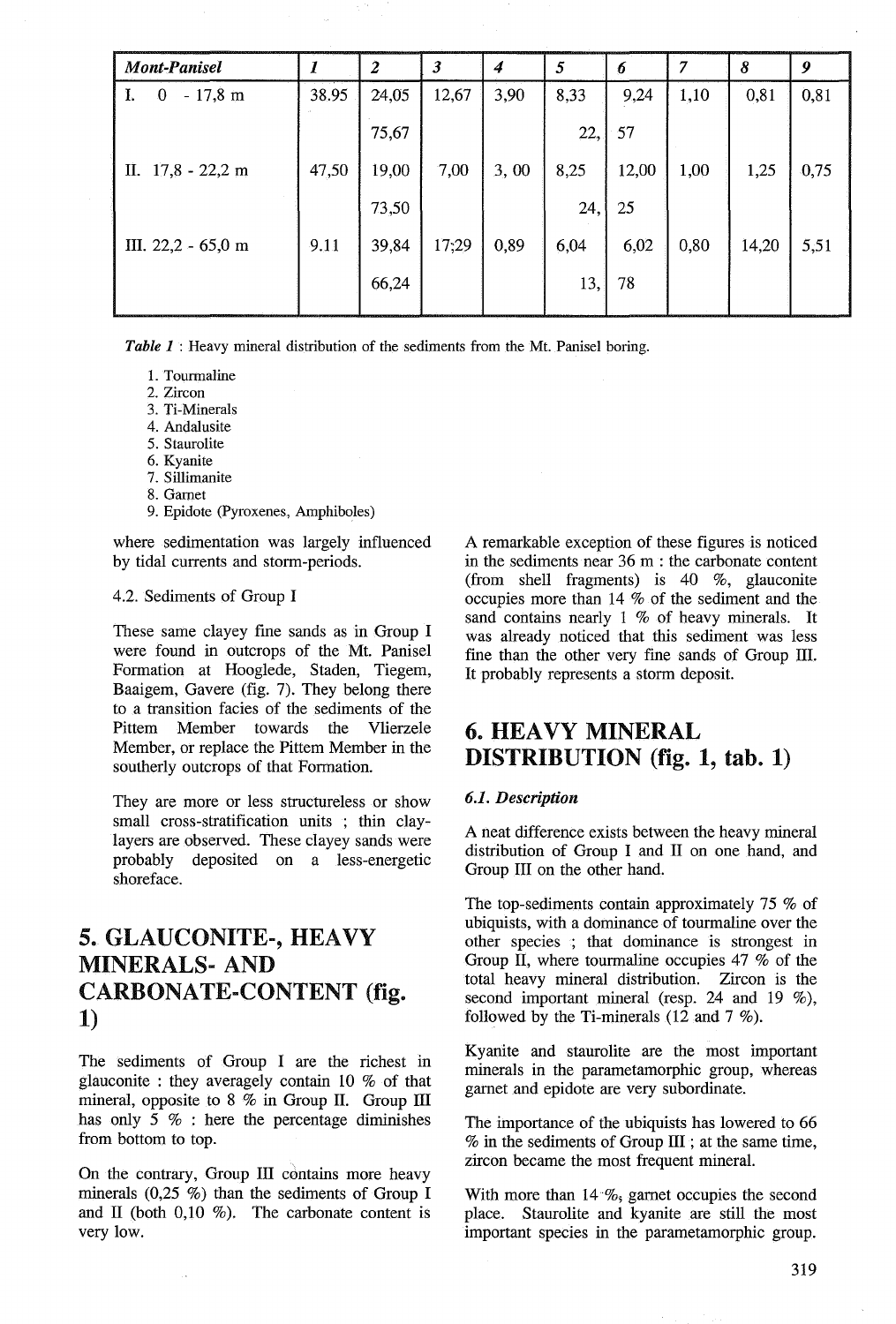| *Mont-Panisel* | *1* | *2* | *3* | *4* | *5* | *6* | *7* | *8* | *9* |
|---|---|---|---|---|---|---|---|---|---|
| I. 0 - 17,8 m | 38.95 | 24,05 | 12,67 | 3,90 | 8,33 | 9,24 | 1,10 | 0,81 | 0,81 |
| | | 75,67 | | | 22, | 57 | | | |
| II. 17,8 - 22,2 m | 47,50 | 19,00 | 7,00 | 3, 00 | 8,25 | 12,00 | 1,00 | 1,25 | 0,75 |
| | | 73,50 | | | 24, | 25 | | | |
| III. 22,2 - 65,0 m | 9.11 | 39,84 | 17;29 | 0,89 | 6,04 | 6,02 | 0,80 | 14,20 | 5,51 |
| | | 66,24 | | | 13, | 78 | | | |

***Table 1*** : Heavy mineral distribution of the sediments from the Mt. Panisel boring.

1. Tourmaline
2. Zircon
3. Ti-Minerals
4. Andalusite
5. Staurolite
6. Kyanite
7. Sillimanite
8. Garnet
9. Epidote (Pyroxenes, Amphiboles)

where sedimentation was largely influenced by tidal currents and storm-periods.

4.2. Sediments of Group I

These same clayey fine sands as in Group I were found in outcrops of the Mt. Panisel Formation at Hooglede, Staden, Tiegem, Baaigem, Gavere (fig. 7). They belong there to a transition facies of the sediments of the Pittem Member towards the Vlierzele Member, or replace the Pittem Member in the southerly outcrops of that Formation.

They are more or less structureless or show small cross-stratification units ; thin clay-layers are observed. These clayey sands were probably deposited on a less-energetic shoreface.

# 5. GLAUCONITE-, HEAVY MINERALS- AND CARBONATE-CONTENT (fig. 1)

The sediments of Group I are the richest in glauconite : they averagely contain 10 % of that mineral, opposite to 8 % in Group II. Group III has only 5 % : here the percentage diminishes from bottom to top.

On the contrary, Group III contains more heavy minerals (0,25 %) than the sediments of Group I and II (both 0,10 %). The carbonate content is very low.

A remarkable exception of these figures is noticed in the sediments near 36 m : the carbonate content (from shell fragments) is 40 %, glauconite occupies more than 14 % of the sediment and the sand contains nearly 1 % of heavy minerals. It was already noticed that this sediment was less fine than the other very fine sands of Group III. It probably represents a storm deposit.

# 6. HEAVY MINERAL DISTRIBUTION (fig. 1, tab. 1)

### *6.1. Description*

A neat difference exists between the heavy mineral distribution of Group I and II on one hand, and Group III on the other hand.

The top-sediments contain approximately 75 % of ubiquists, with a dominance of tourmaline over the other species ; that dominance is strongest in Group II, where tourmaline occupies 47 % of the total heavy mineral distribution. Zircon is the second important mineral (resp. 24 and 19 %), followed by the Ti-minerals (12 and 7 %).

Kyanite and staurolite are the most important minerals in the parametamorphic group, whereas garnet and epidote are very subordinate.

The importance of the ubiquists has lowered to 66 % in the sediments of Group III ; at the same time, zircon became the most frequent mineral.

With more than 14 %, garnet occupies the second place. Staurolite and kyanite are still the most important species in the parametamorphic group.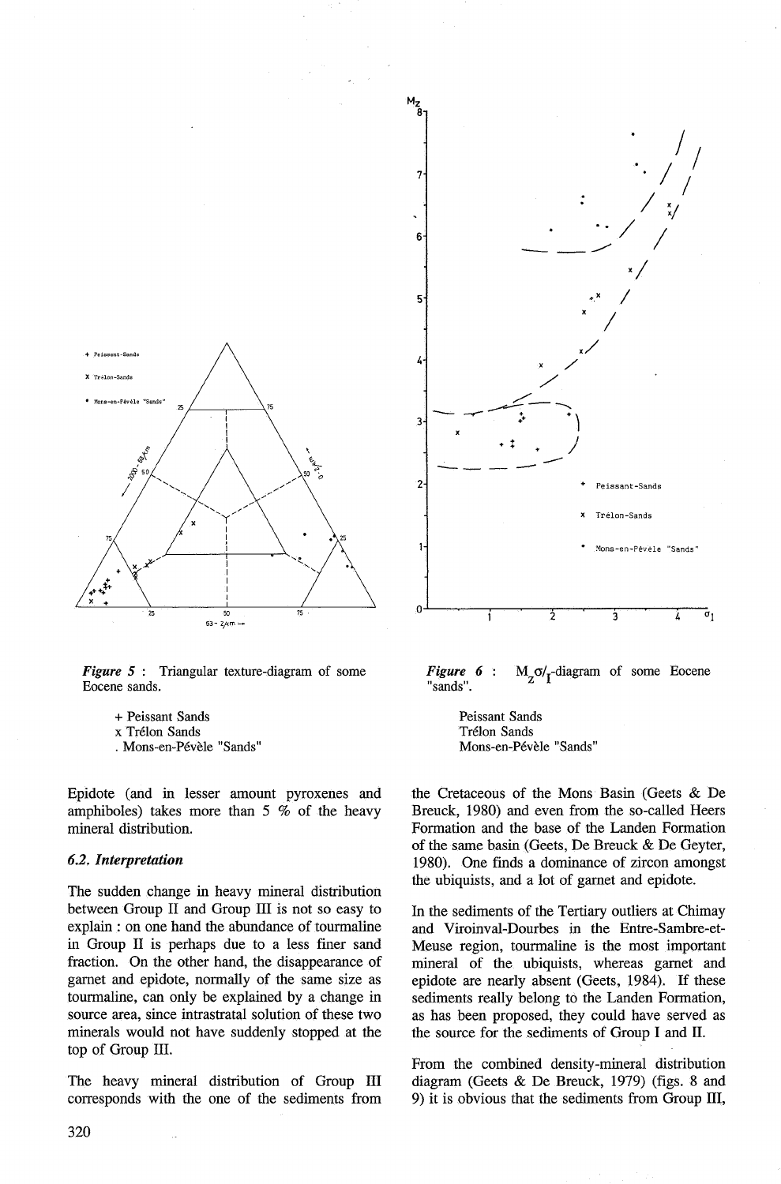*Figure 5* : Triangular texture-diagram of some Eocene sands.

+ Peissant Sands
x Trélon Sands
. Mons-en-Pévèle "Sands"

*Figure 6* : $M_z\sigma/_I$-diagram of some Eocene "sands".

Peissant Sands
Trélon Sands
Mons-en-Pévèle "Sands"

Epidote (and in lesser amount pyroxenes and amphiboles) takes more than 5 % of the heavy mineral distribution.

### 6.2. Interpretation

The sudden change in heavy mineral distribution between Group II and Group III is not so easy to explain : on one hand the abundance of tourmaline in Group II is perhaps due to a less finer sand fraction. On the other hand, the disappearance of garnet and epidote, normally of the same size as tourmaline, can only be explained by a change in source area, since intrastratal solution of these two minerals would not have suddenly stopped at the top of Group III.

The heavy mineral distribution of Group III corresponds with the one of the sediments from the Cretaceous of the Mons Basin (Geets & De Breuck, 1980) and even from the so-called Heers Formation and the base of the Landen Formation of the same basin (Geets, De Breuck & De Geyter, 1980). One finds a dominance of zircon amongst the ubiquists, and a lot of garnet and epidote.

In the sediments of the Tertiary outliers at Chimay and Viroinval-Dourbes in the Entre-Sambre-et-Meuse region, tourmaline is the most important mineral of the ubiquists, whereas garnet and epidote are nearly absent (Geets, 1984). If these sediments really belong to the Landen Formation, as has been proposed, they could have served as the source for the sediments of Group I and II.

From the combined density-mineral distribution diagram (Geets & De Breuck, 1979) (figs. 8 and 9) it is obvious that the sediments from Group III,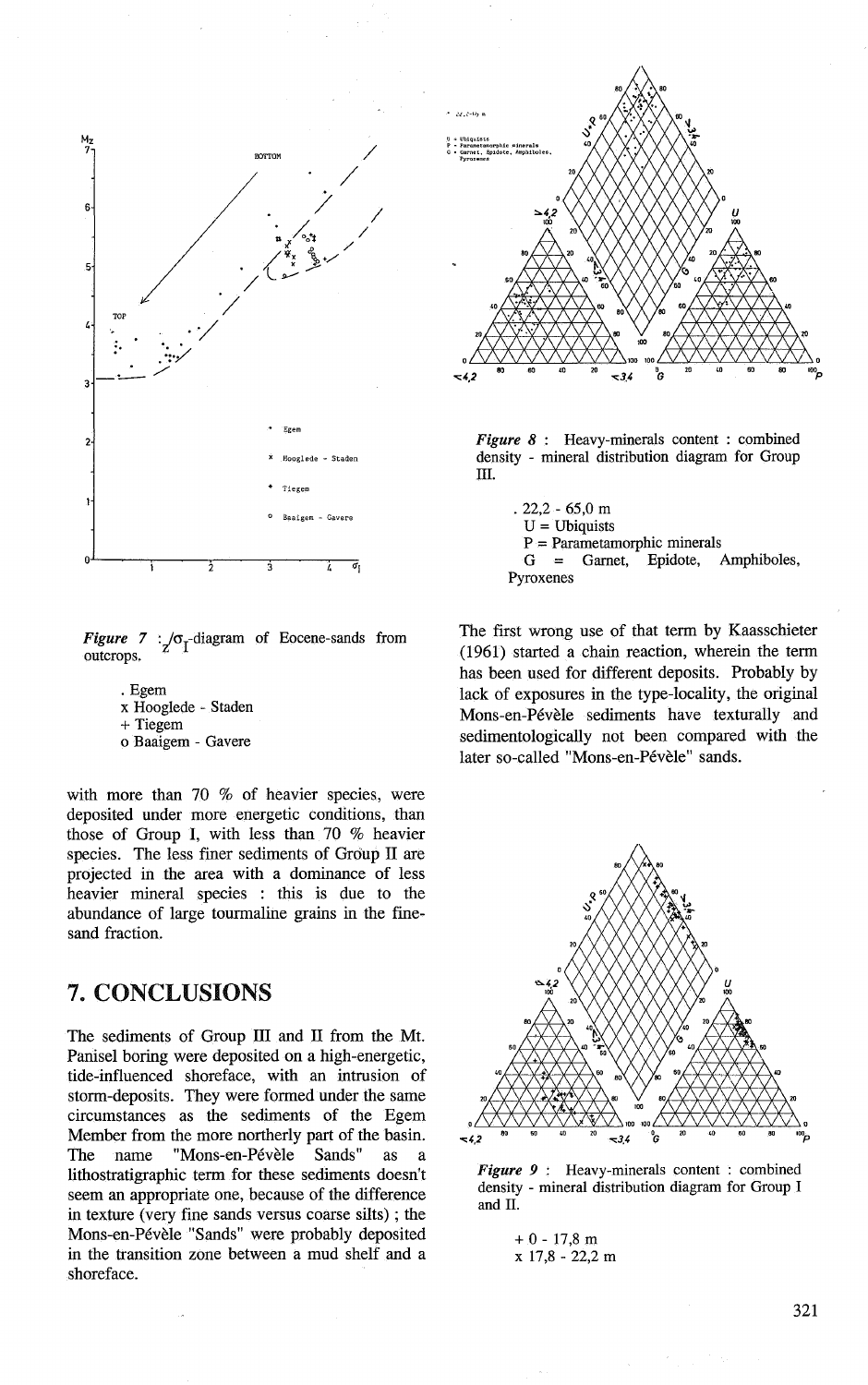*Figure 7* : $z/\sigma_I$-diagram of Eocene-sands from outcrops.

. Egem
x Hooglede - Staden
+ Tiegem
o Baaigem - Gavere

with more than 70 % of heavier species, were deposited under more energetic conditions, than those of Group I, with less than 70 % heavier species. The less finer sediments of Group II are projected in the area with a dominance of less heavier mineral species : this is due to the abundance of large tourmaline grains in the fine-sand fraction.

## 7. CONCLUSIONS

The sediments of Group III and II from the Mt. Panisel boring were deposited on a high-energetic, tide-influenced shoreface, with an intrusion of storm-deposits. They were formed under the same circumstances as the sediments of the Egem Member from the more northerly part of the basin. The name "Mons-en-Pévèle Sands" as a lithostratigraphic term for these sediments doesn't seem an appropriate one, because of the difference in texture (very fine sands versus coarse silts) ; the Mons-en-Pévèle "Sands" were probably deposited in the transition zone between a mud shelf and a shoreface.

*Figure 8* : Heavy-minerals content : combined density - mineral distribution diagram for Group III.

. 22,2 - 65,0 m
U = Ubiquists
P = Parametamorphic minerals
G = Garnet, Epidote, Amphiboles, Pyroxenes

The first wrong use of that term by Kaasschieter (1961) started a chain reaction, wherein the term has been used for different deposits. Probably by lack of exposures in the type-locality, the original Mons-en-Pévèle sediments have texturally and sedimentologically not been compared with the later so-called "Mons-en-Pévèle" sands.

*Figure 9* : Heavy-minerals content : combined density - mineral distribution diagram for Group I and II.

+ 0 - 17,8 m
x 17,8 - 22,2 m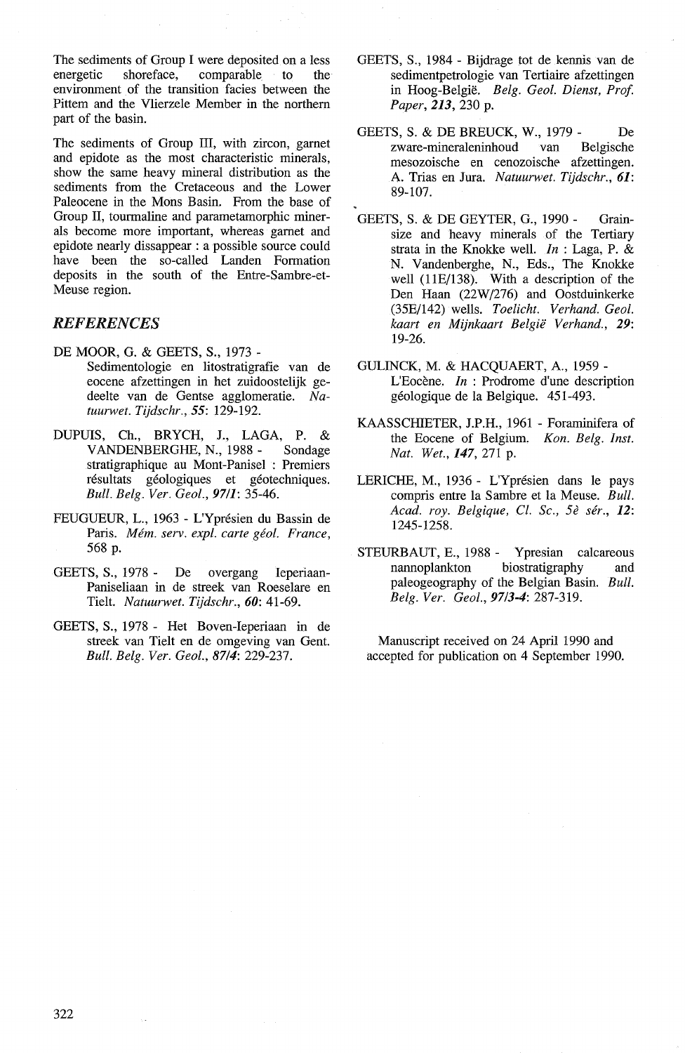The sediments of Group I were deposited on a less energetic shoreface, comparable to the environment of the transition facies between the Pittem and the Vlierzele Member in the northern part of the basin.

The sediments of Group III, with zircon, garnet and epidote as the most characteristic minerals, show the same heavy mineral distribution as the sediments from the Cretaceous and the Lower Paleocene in the Mons Basin. From the base of Group II, tourmaline and parametamorphic minerals become more important, whereas garnet and epidote nearly dissappear : a possible source could have been the so-called Landen Formation deposits in the south of the Entre-Sambre-et-Meuse region.

## REFERENCES

DE MOOR, G. & GEETS, S., 1973 - Sedimentologie en litostratigrafie van de eocene afzettingen in het zuidoostelijk gedeelte van de Gentse agglomeratie. *Natuurwet. Tijdschr.*, ***55***: 129-192.

DUPUIS, Ch., BRYCH, J., LAGA, P. & VANDENBERGHE, N., 1988 - Sondage stratigraphique au Mont-Panisel : Premiers résultats géologiques et géotechniques. *Bull. Belg. Ver. Geol.*, ***97/1***: 35-46.

FEUGUEUR, L., 1963 - L'Yprésien du Bassin de Paris. *Mém. serv. expl. carte géol. France*, 568 p.

GEETS, S., 1978 - De overgang Ieperiaan-Paniseliaan in de streek van Roeselare en Tielt. *Natuurwet. Tijdschr.*, ***60***: 41-69.

GEETS, S., 1978 - Het Boven-Ieperiaan in de streek van Tielt en de omgeving van Gent. *Bull. Belg. Ver. Geol.*, ***87/4***: 229-237.

GEETS, S., 1984 - Bijdrage tot de kennis van de sedimentpetrologie van Tertiaire afzettingen in Hoog-België. *Belg. Geol. Dienst, Prof. Paper*, ***213***, 230 p.

GEETS, S. & DE BREUCK, W., 1979 - De zware-mineraleninhoud van Belgische mesozoische en cenozoische afzettingen. A. Trias en Jura. *Natuurwet. Tijdschr.*, ***61***: 89-107.

GEETS, S. & DE GEYTER, G., 1990 - Grain-size and heavy minerals of the Tertiary strata in the Knokke well. *In* : Laga, P. & N. Vandenberghe, N., Eds., The Knokke well (11E/138). With a description of the Den Haan (22W/276) and Oostduinkerke (35E/142) wells. *Toelicht. Verhand. Geol. kaart en Mijnkaart België Verhand.*, ***29***: 19-26.

GULINCK, M. & HACQUAERT, A., 1959 - L'Eocène. *In* : Prodrome d'une description géologique de la Belgique. 451-493.

KAASSCHIETER, J.P.H., 1961 - Foraminifera of the Eocene of Belgium. *Kon. Belg. Inst. Nat. Wet.*, ***147***, 271 p.

LERICHE, M., 1936 - L'Yprésien dans le pays compris entre la Sambre et la Meuse. *Bull. Acad. roy. Belgique, Cl. Sc., 5è sér.*, ***12***: 1245-1258.

STEURBAUT, E., 1988 - Ypresian calcareous nannoplankton biostratigraphy and paleogeography of the Belgian Basin. *Bull. Belg. Ver. Geol.*, ***97/3-4***: 287-319.

Manuscript received on 24 April 1990 and accepted for publication on 4 September 1990.